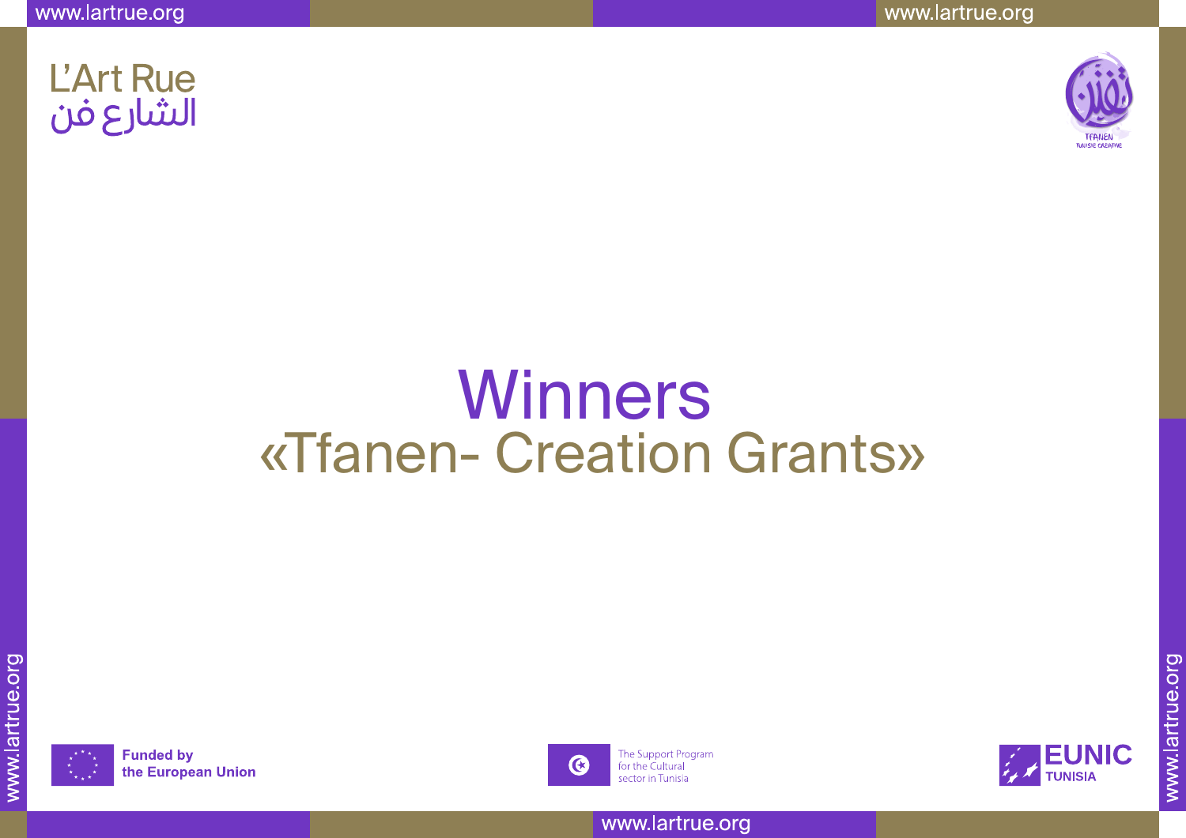L'Art Rue
الشارع فن

# Winners

## «Tfanen- Creation Grants»

**Funded by the European Union**

The Support Program for the Cultural sector in Tunisia

EUNIC TUNISIA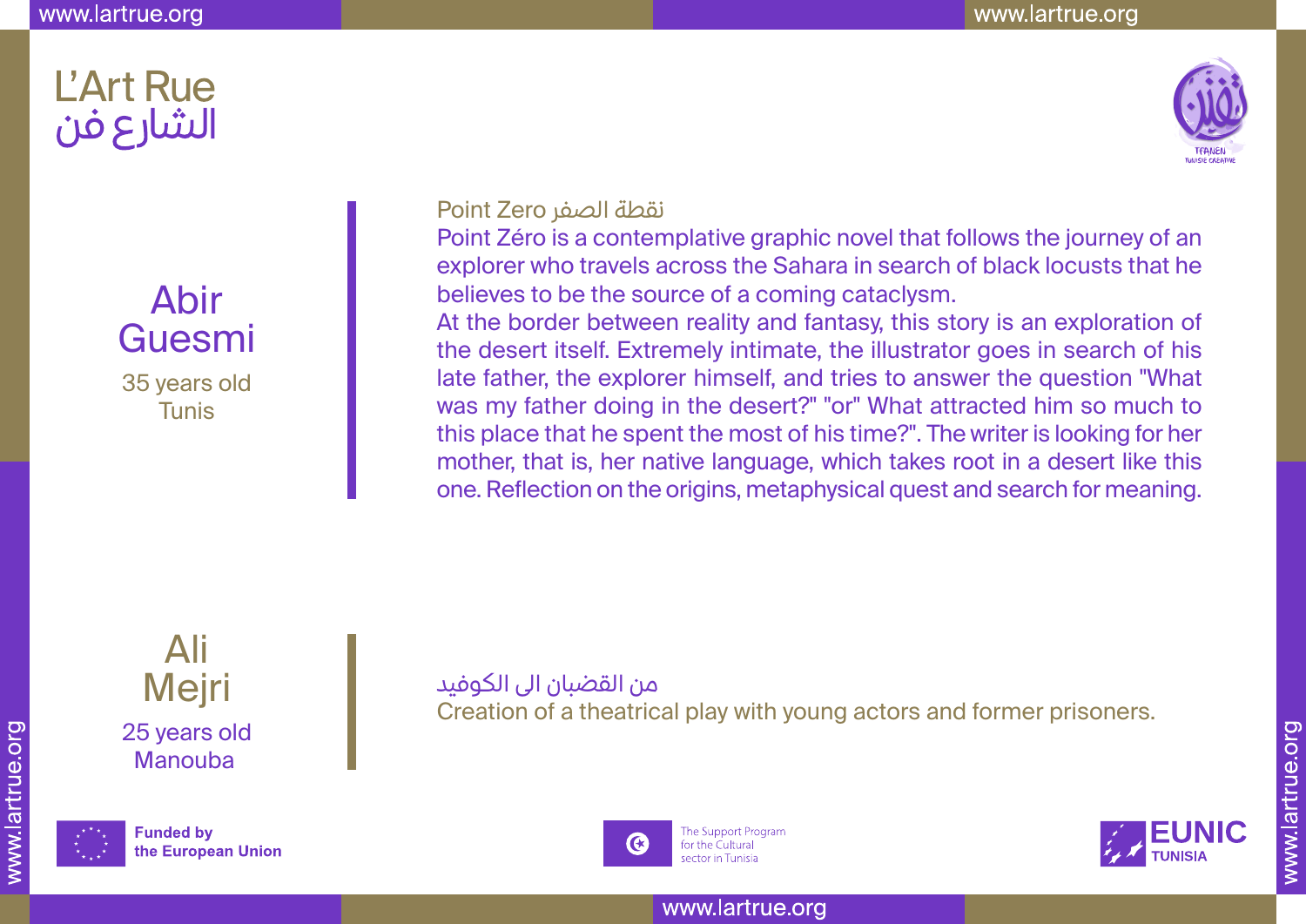# L'Art Rue
# الشارع فن

## Abir Guesmi

35 years old
Tunis

### Point Zero نقطة الصفر

Point Zéro is a contemplative graphic novel that follows the journey of an explorer who travels across the Sahara in search of black locusts that he believes to be the source of a coming cataclysm.
At the border between reality and fantasy, this story is an exploration of the desert itself. Extremely intimate, the illustrator goes in search of his late father, the explorer himself, and tries to answer the question "What was my father doing in the desert?" "or" What attracted him so much to this place that he spent the most of his time?". The writer is looking for her mother, that is, her native language, which takes root in a desert like this one. Reflection on the origins, metaphysical quest and search for meaning.

## Ali Mejri

25 years old
Manouba

### من القضبان الى الكوفيد

Creation of a theatrical play with young actors and former prisoners.

**Funded by the European Union**

The Support Program for the Cultural sector in Tunisia

EUNIC TUNISIA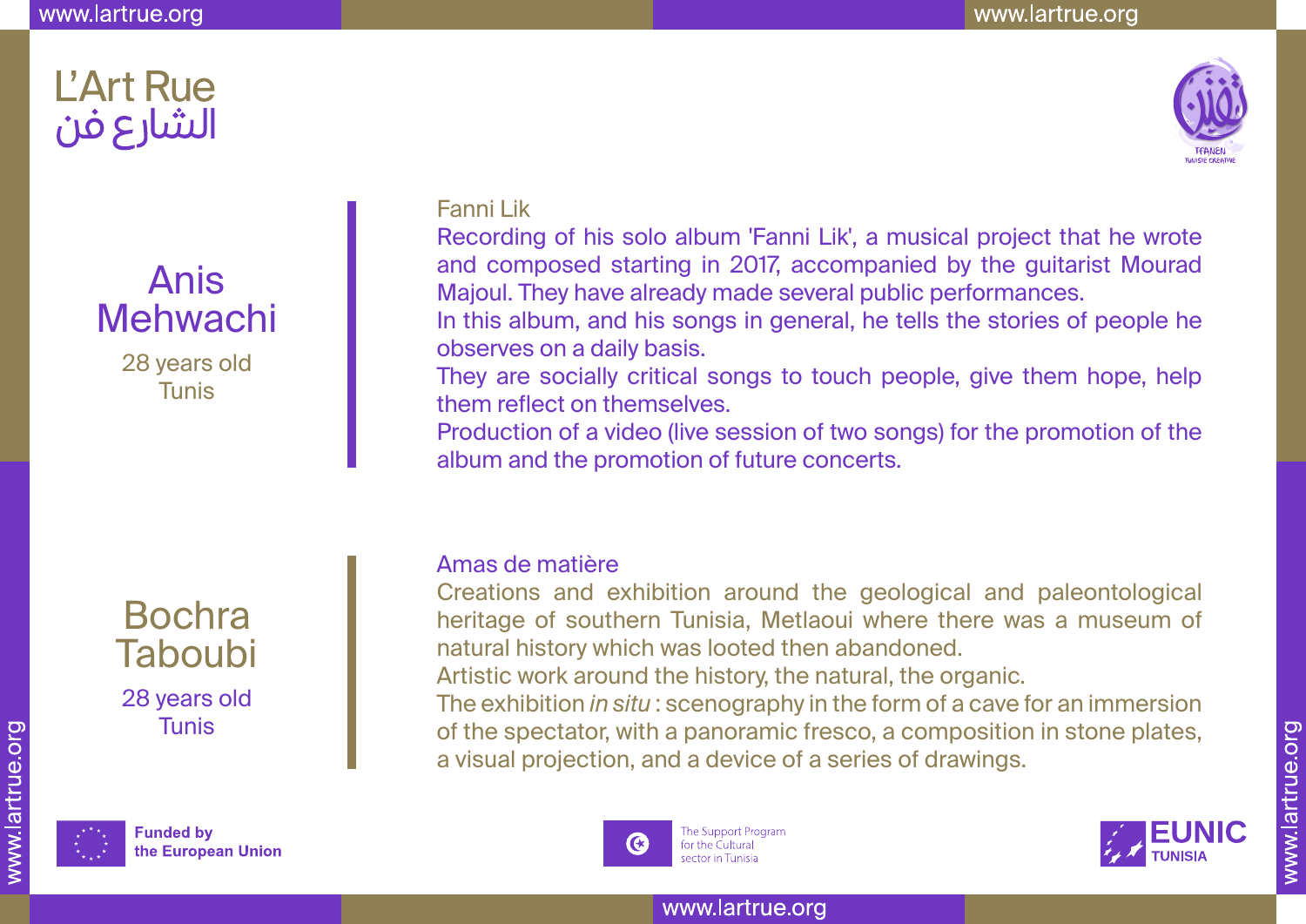L'Art Rue
الشارع فن

## Anis Mehwachi

28 years old
Tunis

### Fanni Lik

Recording of his solo album 'Fanni Lik', a musical project that he wrote and composed starting in 2017, accompanied by the guitarist Mourad Majoul. They have already made several public performances.
In this album, and his songs in general, he tells the stories of people he observes on a daily basis.
They are socially critical songs to touch people, give them hope, help them reflect on themselves.
Production of a video (live session of two songs) for the promotion of the album and the promotion of future concerts.

## Bochra Taboubi

28 years old
Tunis

### Amas de matière

Creations and exhibition around the geological and paleontological heritage of southern Tunisia, Metlaoui where there was a museum of natural history which was looted then abandoned.
Artistic work around the history, the natural, the organic.
The exhibition *in situ* : scenography in the form of a cave for an immersion of the spectator, with a panoramic fresco, a composition in stone plates, a visual projection, and a device of a series of drawings.

**Funded by the European Union**

The Support Program for the Cultural sector in Tunisia

EUNIC TUNISIA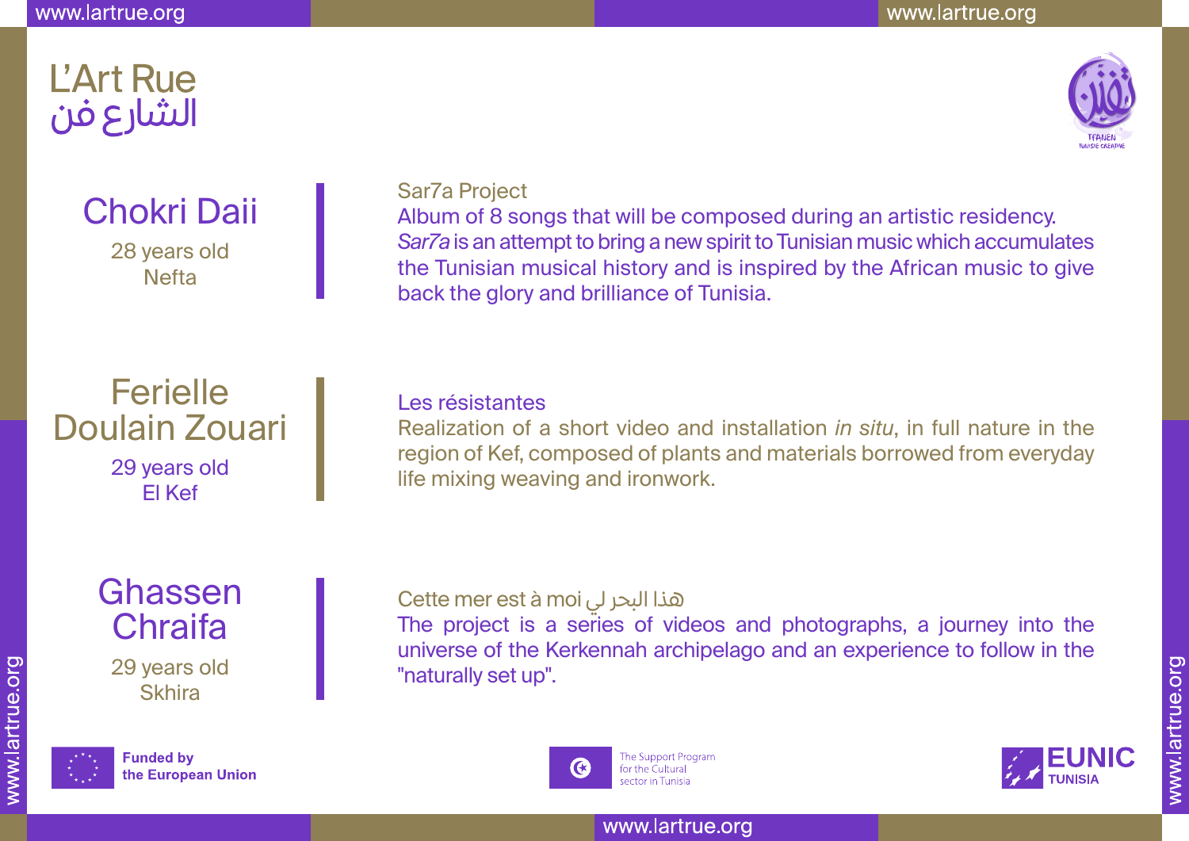# L'Art Rue
# الشارع فن

## Chokri Daii

28 years old
Nefta

Sar7a Project

Album of 8 songs that will be composed during an artistic residency. *Sar7a* is an attempt to bring a new spirit to Tunisian music which accumulates the Tunisian musical history and is inspired by the African music to give back the glory and brilliance of Tunisia.

## Ferielle Doulain Zouari

29 years old
El Kef

Les résistantes

Realization of a short video and installation *in situ*, in full nature in the region of Kef, composed of plants and materials borrowed from everyday life mixing weaving and ironwork.

## Ghassen Chraifa

29 years old
Skhira

Cette mer est à moi هذا البحر لي

The project is a series of videos and photographs, a journey into the universe of the Kerkennah archipelago and an experience to follow in the "naturally set up".

**Funded by the European Union**

The Support Program for the Cultural sector in Tunisia

EUNIC TUNISIA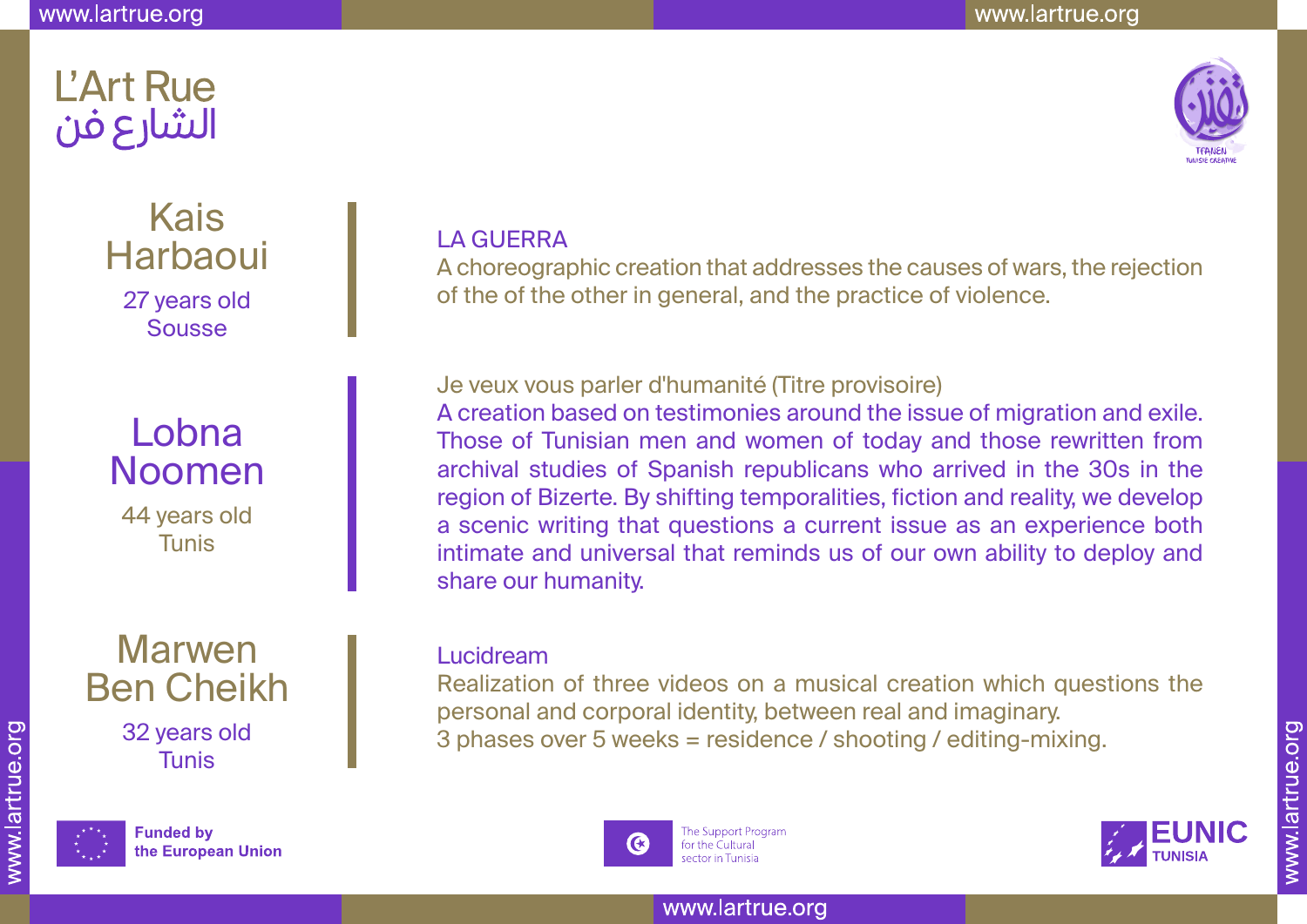# L'Art Rue
# الشارع فن

**Kais Harbaoui**
27 years old
Sousse

### LA GUERRA

A choreographic creation that addresses the causes of wars, the rejection of the of the other in general, and the practice of violence.

**Lobna Noomen**
44 years old
Tunis

### Je veux vous parler d'humanité (Titre provisoire)

A creation based on testimonies around the issue of migration and exile. Those of Tunisian men and women of today and those rewritten from archival studies of Spanish republicans who arrived in the 30s in the region of Bizerte. By shifting temporalities, fiction and reality, we develop a scenic writing that questions a current issue as an experience both intimate and universal that reminds us of our own ability to deploy and share our humanity.

**Marwen Ben Cheikh**
32 years old
Tunis

### Lucidream

Realization of three videos on a musical creation which questions the personal and corporal identity, between real and imaginary.
3 phases over 5 weeks = residence / shooting / editing-mixing.

Funded by the European Union

The Support Program for the Cultural sector in Tunisia

EUNIC TUNISIA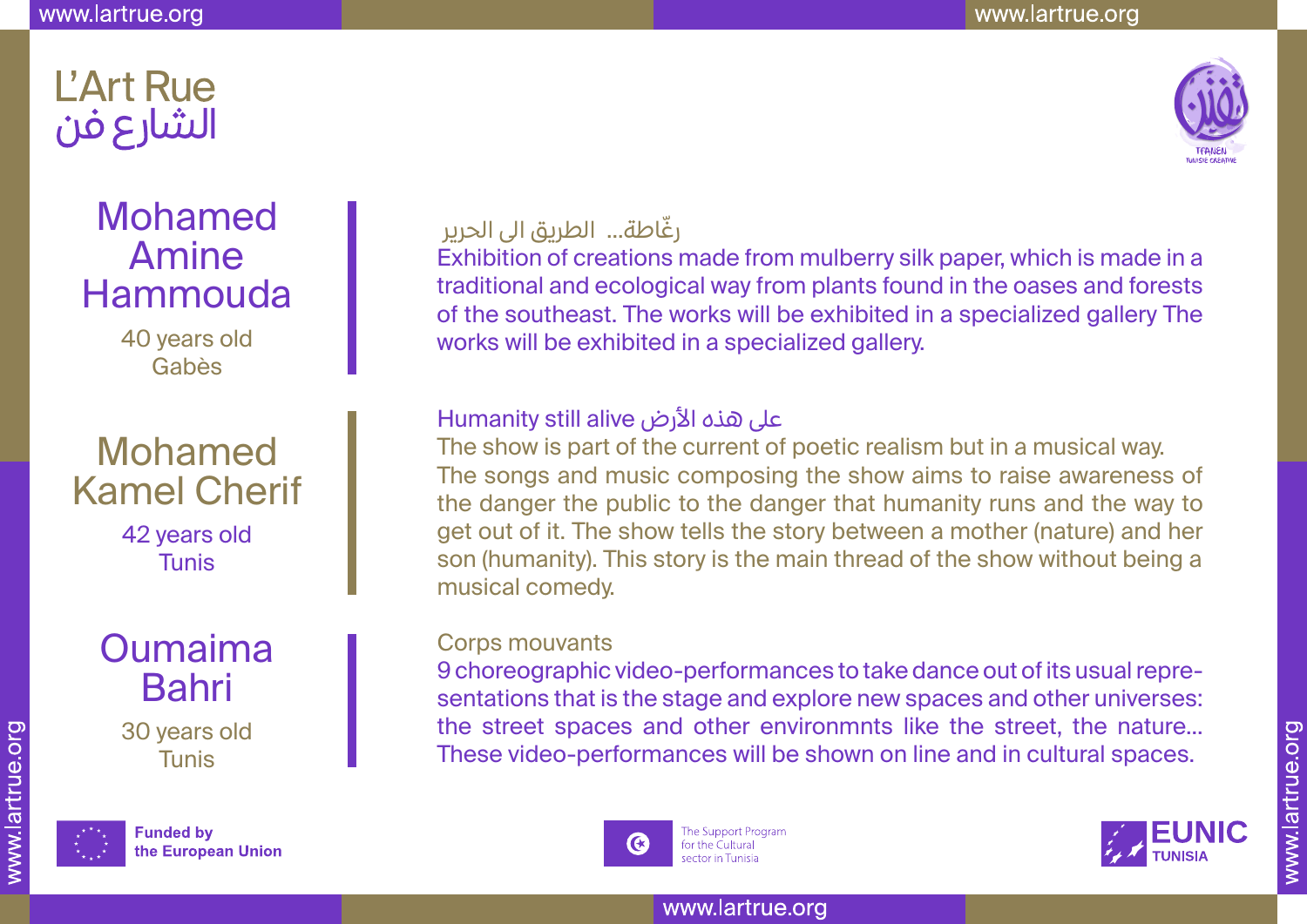# L'Art Rue
# الشارع فن

## Mohamed Amine Hammouda

40 years old
Gabès

### رغّاطة... الطريق الى الحرير

Exhibition of creations made from mulberry silk paper, which is made in a traditional and ecological way from plants found in the oases and forests of the southeast. The works will be exhibited in a specialized gallery The works will be exhibited in a specialized gallery.

## Mohamed Kamel Cherif

42 years old
Tunis

### Humanity still alive على هذه الأرض

The show is part of the current of poetic realism but in a musical way. The songs and music composing the show aims to raise awareness of the danger the public to the danger that humanity runs and the way to get out of it. The show tells the story between a mother (nature) and her son (humanity). This story is the main thread of the show without being a musical comedy.

## Oumaima Bahri

30 years old
Tunis

### Corps mouvants

9 choreographic video-performances to take dance out of its usual representations that is the stage and explore new spaces and other universes: the street spaces and other environmnts like the street, the nature... These video-performances will be shown on line and in cultural spaces.

Funded by the European Union

The Support Program for the Cultural sector in Tunisia

EUNIC TUNISIA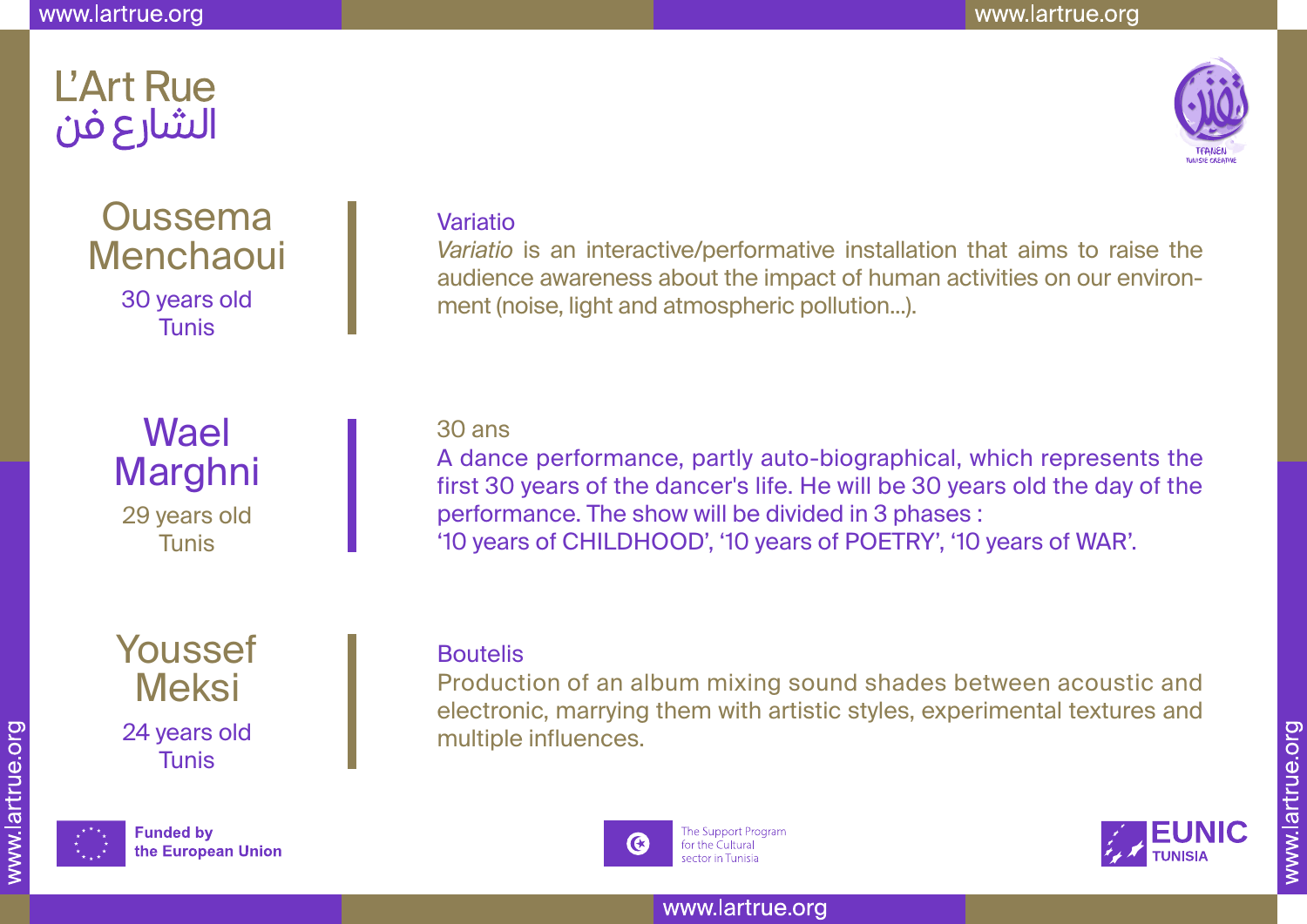# L'Art Rue
# الشارع فن

TFANEN
TUNISIE CRÉATIVE

## Oussema Menchaoui

30 years old
Tunis

**Variatio**

*Variatio* is an interactive/performative installation that aims to raise the audience awareness about the impact of human activities on our environment (noise, light and atmospheric pollution...).

## Wael Marghni

29 years old
Tunis

**30 ans**

A dance performance, partly auto-biographical, which represents the first 30 years of the dancer's life. He will be 30 years old the day of the performance. The show will be divided in 3 phases :
'10 years of CHILDHOOD', '10 years of POETRY', '10 years of WAR'.

## Youssef Meksi

24 years old
Tunis

**Boutelis**

Production of an album mixing sound shades between acoustic and electronic, marrying them with artistic styles, experimental textures and multiple influences.

**Funded by the European Union**

The Support Program for the Cultural sector in Tunisia

EUNIC TUNISIA

www.lartrue.org